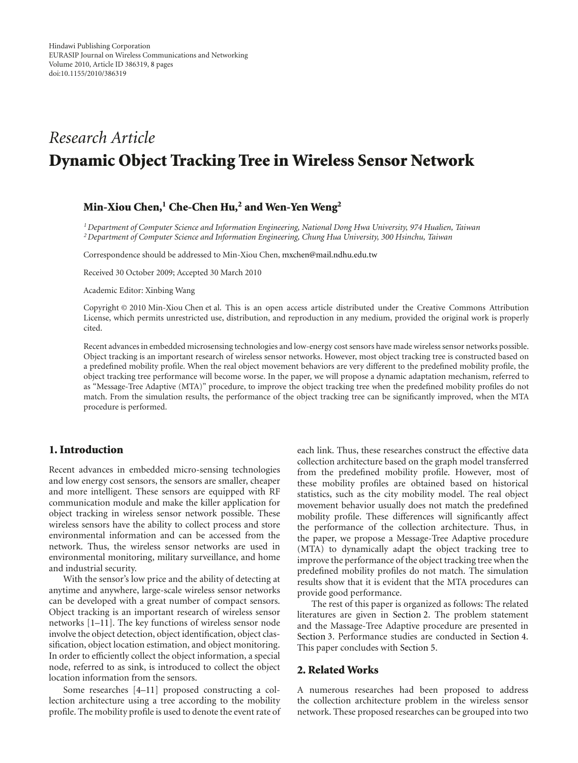Hindawi Publishing Corporation
EURASIP Journal on Wireless Communications and Networking
Volume 2010, Article ID 386319, 8 pages
doi:10.1155/2010/386319

*Research Article*

# Dynamic Object Tracking Tree in Wireless Sensor Network

**Min-Xiou Chen,[1] Che-Chen Hu,[2] and Wen-Yen Weng[2]**

[1] *Department of Computer Science and Information Engineering, National Dong Hwa University, 974 Hualien, Taiwan*
[2] *Department of Computer Science and Information Engineering, Chung Hua University, 300 Hsinchu, Taiwan*

Correspondence should be addressed to Min-Xiou Chen, mxchen@mail.ndhu.edu.tw

Received 30 October 2009; Accepted 30 March 2010

Academic Editor: Xinbing Wang

Copyright © 2010 Min-Xiou Chen et al. This is an open access article distributed under the Creative Commons Attribution License, which permits unrestricted use, distribution, and reproduction in any medium, provided the original work is properly cited.

Recent advances in embedded microsensing technologies and low-energy cost sensors have made wireless sensor networks possible. Object tracking is an important research of wireless sensor networks. However, most object tracking tree is constructed based on a predefined mobility profile. When the real object movement behaviors are very different to the predefined mobility profile, the object tracking tree performance will become worse. In the paper, we will propose a dynamic adaptation mechanism, referred to as "Message-Tree Adaptive (MTA)" procedure, to improve the object tracking tree when the predefined mobility profiles do not match. From the simulation results, the performance of the object tracking tree can be significantly improved, when the MTA procedure is performed.

## 1. Introduction

Recent advances in embedded micro-sensing technologies and low energy cost sensors, the sensors are smaller, cheaper and more intelligent. These sensors are equipped with RF communication module and make the killer application for object tracking in wireless sensor network possible. These wireless sensors have the ability to collect process and store environmental information and can be accessed from the network. Thus, the wireless sensor networks are used in environmental monitoring, military surveillance, and home and industrial security.

With the sensor's low price and the ability of detecting at anytime and anywhere, large-scale wireless sensor networks can be developed with a great number of compact sensors. Object tracking is an important research of wireless sensor networks [1–11]. The key functions of wireless sensor node involve the object detection, object identification, object classification, object location estimation, and object monitoring. In order to efficiently collect the object information, a special node, referred to as sink, is introduced to collect the object location information from the sensors.

Some researches [4–11] proposed constructing a collection architecture using a tree according to the mobility profile. The mobility profile is used to denote the event rate of each link. Thus, these researches construct the effective data collection architecture based on the graph model transferred from the predefined mobility profile. However, most of these mobility profiles are obtained based on historical statistics, such as the city mobility model. The real object movement behavior usually does not match the predefined mobility profile. These differences will significantly affect the performance of the collection architecture. Thus, in the paper, we propose a Message-Tree Adaptive procedure (MTA) to dynamically adapt the object tracking tree to improve the performance of the object tracking tree when the predefined mobility profiles do not match. The simulation results show that it is evident that the MTA procedures can provide good performance.

The rest of this paper is organized as follows: The related literatures are given in Section 2. The problem statement and the Massage-Tree Adaptive procedure are presented in Section 3. Performance studies are conducted in Section 4. This paper concludes with Section 5.

## 2. Related Works

A numerous researches had been proposed to address the collection architecture problem in the wireless sensor network. These proposed researches can be grouped into two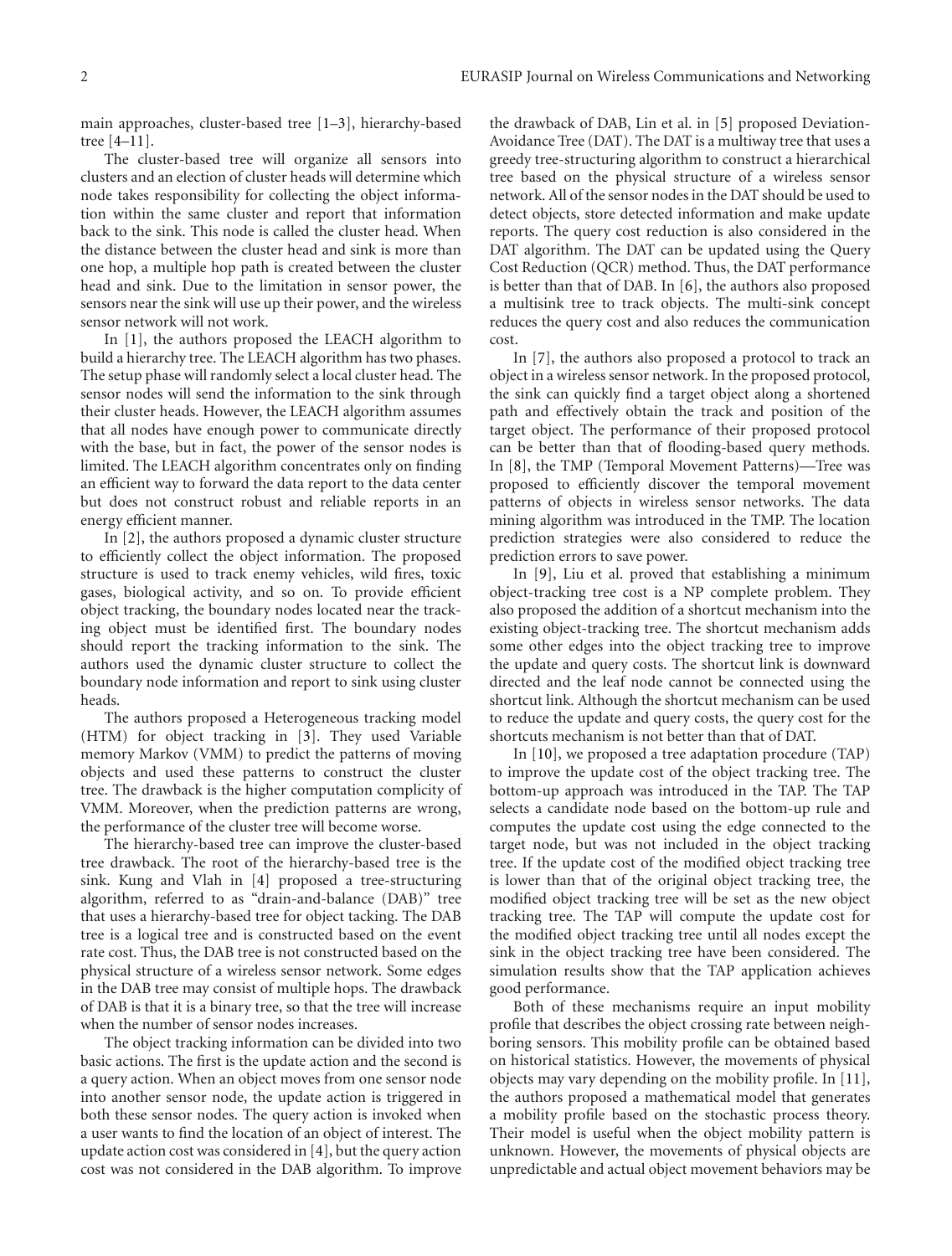main approaches, cluster-based tree [1–3], hierarchy-based tree [4–11].

The cluster-based tree will organize all sensors into clusters and an election of cluster heads will determine which node takes responsibility for collecting the object information within the same cluster and report that information back to the sink. This node is called the cluster head. When the distance between the cluster head and sink is more than one hop, a multiple hop path is created between the cluster head and sink. Due to the limitation in sensor power, the sensors near the sink will use up their power, and the wireless sensor network will not work.

In [1], the authors proposed the LEACH algorithm to build a hierarchy tree. The LEACH algorithm has two phases. The setup phase will randomly select a local cluster head. The sensor nodes will send the information to the sink through their cluster heads. However, the LEACH algorithm assumes that all nodes have enough power to communicate directly with the base, but in fact, the power of the sensor nodes is limited. The LEACH algorithm concentrates only on finding an efficient way to forward the data report to the data center but does not construct robust and reliable reports in an energy efficient manner.

In [2], the authors proposed a dynamic cluster structure to efficiently collect the object information. The proposed structure is used to track enemy vehicles, wild fires, toxic gases, biological activity, and so on. To provide efficient object tracking, the boundary nodes located near the tracking object must be identified first. The boundary nodes should report the tracking information to the sink. The authors used the dynamic cluster structure to collect the boundary node information and report to sink using cluster heads.

The authors proposed a Heterogeneous tracking model (HTM) for object tracking in [3]. They used Variable memory Markov (VMM) to predict the patterns of moving objects and used these patterns to construct the cluster tree. The drawback is the higher computation complicity of VMM. Moreover, when the prediction patterns are wrong, the performance of the cluster tree will become worse.

The hierarchy-based tree can improve the cluster-based tree drawback. The root of the hierarchy-based tree is the sink. Kung and Vlah in [4] proposed a tree-structuring algorithm, referred to as "drain-and-balance (DAB)" tree that uses a hierarchy-based tree for object tacking. The DAB tree is a logical tree and is constructed based on the event rate cost. Thus, the DAB tree is not constructed based on the physical structure of a wireless sensor network. Some edges in the DAB tree may consist of multiple hops. The drawback of DAB is that it is a binary tree, so that the tree will increase when the number of sensor nodes increases.

The object tracking information can be divided into two basic actions. The first is the update action and the second is a query action. When an object moves from one sensor node into another sensor node, the update action is triggered in both these sensor nodes. The query action is invoked when a user wants to find the location of an object of interest. The update action cost was considered in [4], but the query action cost was not considered in the DAB algorithm. To improve the drawback of DAB, Lin et al. in [5] proposed Deviation-Avoidance Tree (DAT). The DAT is a multiway tree that uses a greedy tree-structuring algorithm to construct a hierarchical tree based on the physical structure of a wireless sensor network. All of the sensor nodes in the DAT should be used to detect objects, store detected information and make update reports. The query cost reduction is also considered in the DAT algorithm. The DAT can be updated using the Query Cost Reduction (QCR) method. Thus, the DAT performance is better than that of DAB. In [6], the authors also proposed a multisink tree to track objects. The multi-sink concept reduces the query cost and also reduces the communication cost.

In [7], the authors also proposed a protocol to track an object in a wireless sensor network. In the proposed protocol, the sink can quickly find a target object along a shortened path and effectively obtain the track and position of the target object. The performance of their proposed protocol can be better than that of flooding-based query methods. In [8], the TMP (Temporal Movement Patterns)—Tree was proposed to efficiently discover the temporal movement patterns of objects in wireless sensor networks. The data mining algorithm was introduced in the TMP. The location prediction strategies were also considered to reduce the prediction errors to save power.

In [9], Liu et al. proved that establishing a minimum object-tracking tree cost is a NP complete problem. They also proposed the addition of a shortcut mechanism into the existing object-tracking tree. The shortcut mechanism adds some other edges into the object tracking tree to improve the update and query costs. The shortcut link is downward directed and the leaf node cannot be connected using the shortcut link. Although the shortcut mechanism can be used to reduce the update and query costs, the query cost for the shortcuts mechanism is not better than that of DAT.

In [10], we proposed a tree adaptation procedure (TAP) to improve the update cost of the object tracking tree. The bottom-up approach was introduced in the TAP. The TAP selects a candidate node based on the bottom-up rule and computes the update cost using the edge connected to the target node, but was not included in the object tracking tree. If the update cost of the modified object tracking tree is lower than that of the original object tracking tree, the modified object tracking tree will be set as the new object tracking tree. The TAP will compute the update cost for the modified object tracking tree until all nodes except the sink in the object tracking tree have been considered. The simulation results show that the TAP application achieves good performance.

Both of these mechanisms require an input mobility profile that describes the object crossing rate between neighboring sensors. This mobility profile can be obtained based on historical statistics. However, the movements of physical objects may vary depending on the mobility profile. In [11], the authors proposed a mathematical model that generates a mobility profile based on the stochastic process theory. Their model is useful when the object mobility pattern is unknown. However, the movements of physical objects are unpredictable and actual object movement behaviors may be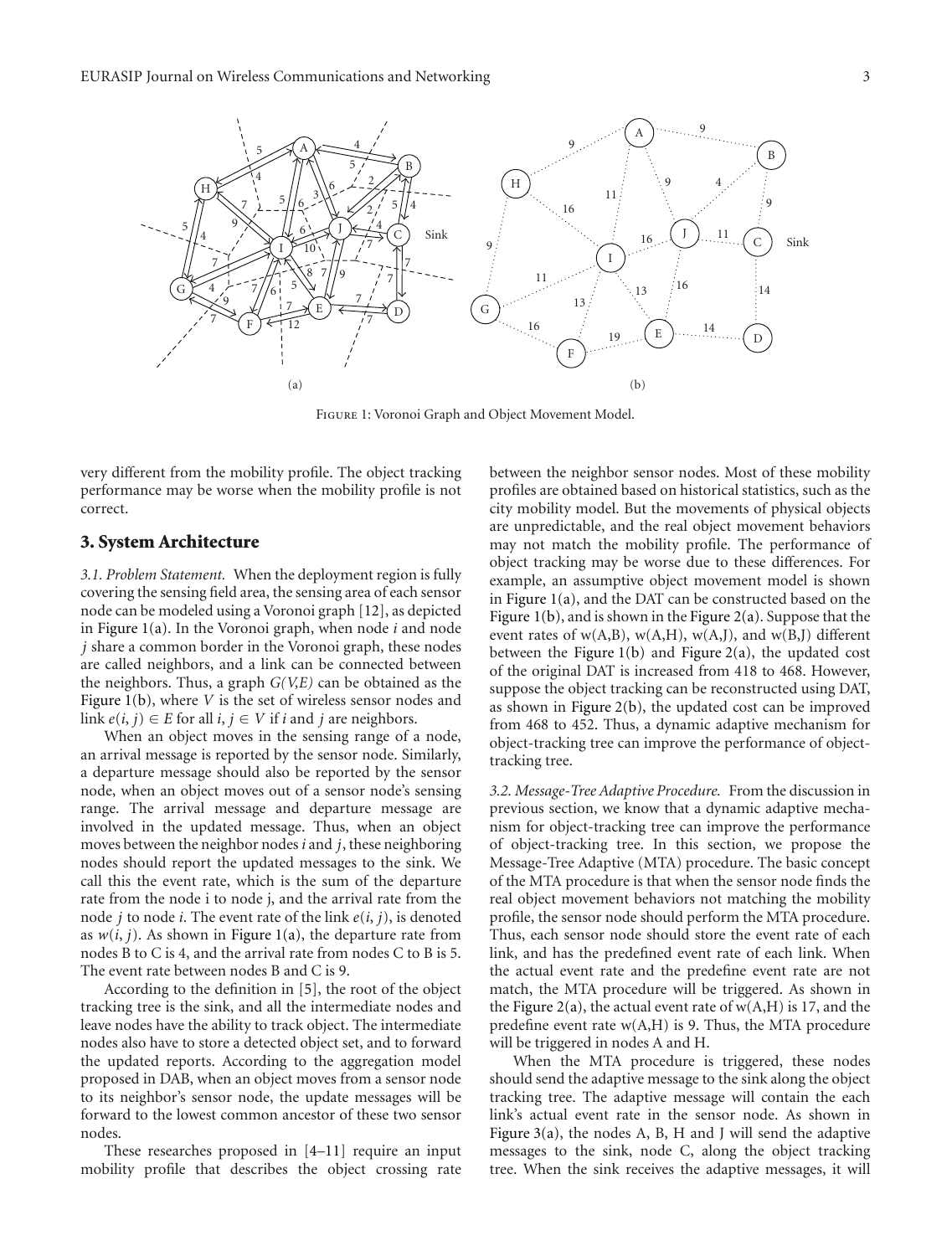Figure 1: Voronoi Graph and Object Movement Model.

very different from the mobility profile. The object tracking performance may be worse when the mobility profile is not correct.

## 3. System Architecture

*3.1. Problem Statement.* When the deployment region is fully covering the sensing field area, the sensing area of each sensor node can be modeled using a Voronoi graph [12], as depicted in Figure 1(a). In the Voronoi graph, when node $i$ and node $j$ share a common border in the Voronoi graph, these nodes are called neighbors, and a link can be connected between the neighbors. Thus, a graph $G(V,E)$ can be obtained as the Figure 1(b), where $V$ is the set of wireless sensor nodes and link $e(i, j) \in E$ for all $i, j \in V$ if $i$ and $j$ are neighbors.

When an object moves in the sensing range of a node, an arrival message is reported by the sensor node. Similarly, a departure message should also be reported by the sensor node, when an object moves out of a sensor node's sensing range. The arrival message and departure message are involved in the updated message. Thus, when an object moves between the neighbor nodes $i$ and $j$, these neighboring nodes should report the updated messages to the sink. We call this the event rate, which is the sum of the departure rate from the node i to node j, and the arrival rate from the node $j$ to node $i$. The event rate of the link $e(i, j)$, is denoted as $w(i, j)$. As shown in Figure 1(a), the departure rate from nodes B to C is 4, and the arrival rate from nodes C to B is 5. The event rate between nodes B and C is 9.

According to the definition in [5], the root of the object tracking tree is the sink, and all the intermediate nodes and leave nodes have the ability to track object. The intermediate nodes also have to store a detected object set, and to forward the updated reports. According to the aggregation model proposed in DAB, when an object moves from a sensor node to its neighbor's sensor node, the update messages will be forward to the lowest common ancestor of these two sensor nodes.

These researches proposed in [4–11] require an input mobility profile that describes the object crossing rate between the neighbor sensor nodes. Most of these mobility profiles are obtained based on historical statistics, such as the city mobility model. But the movements of physical objects are unpredictable, and the real object movement behaviors may not match the mobility profile. The performance of object tracking may be worse due to these differences. For example, an assumptive object movement model is shown in Figure 1(a), and the DAT can be constructed based on the Figure 1(b), and is shown in the Figure 2(a). Suppose that the event rates of w(A,B), w(A,H), w(A,J), and w(B,J) different between the Figure 1(b) and Figure 2(a), the updated cost of the original DAT is increased from 418 to 468. However, suppose the object tracking can be reconstructed using DAT, as shown in Figure 2(b), the updated cost can be improved from 468 to 452. Thus, a dynamic adaptive mechanism for object-tracking tree can improve the performance of object-tracking tree.

*3.2. Message-Tree Adaptive Procedure.* From the discussion in previous section, we know that a dynamic adaptive mechanism for object-tracking tree can improve the performance of object-tracking tree. In this section, we propose the Message-Tree Adaptive (MTA) procedure. The basic concept of the MTA procedure is that when the sensor node finds the real object movement behaviors not matching the mobility profile, the sensor node should perform the MTA procedure. Thus, each sensor node should store the event rate of each link, and has the predefined event rate of each link. When the actual event rate and the predefine event rate are not match, the MTA procedure will be triggered. As shown in the Figure 2(a), the actual event rate of w(A,H) is 17, and the predefine event rate w(A,H) is 9. Thus, the MTA procedure will be triggered in nodes A and H.

When the MTA procedure is triggered, these nodes should send the adaptive message to the sink along the object tracking tree. The adaptive message will contain the each link's actual event rate in the sensor node. As shown in Figure 3(a), the nodes A, B, H and J will send the adaptive messages to the sink, node C, along the object tracking tree. When the sink receives the adaptive messages, it will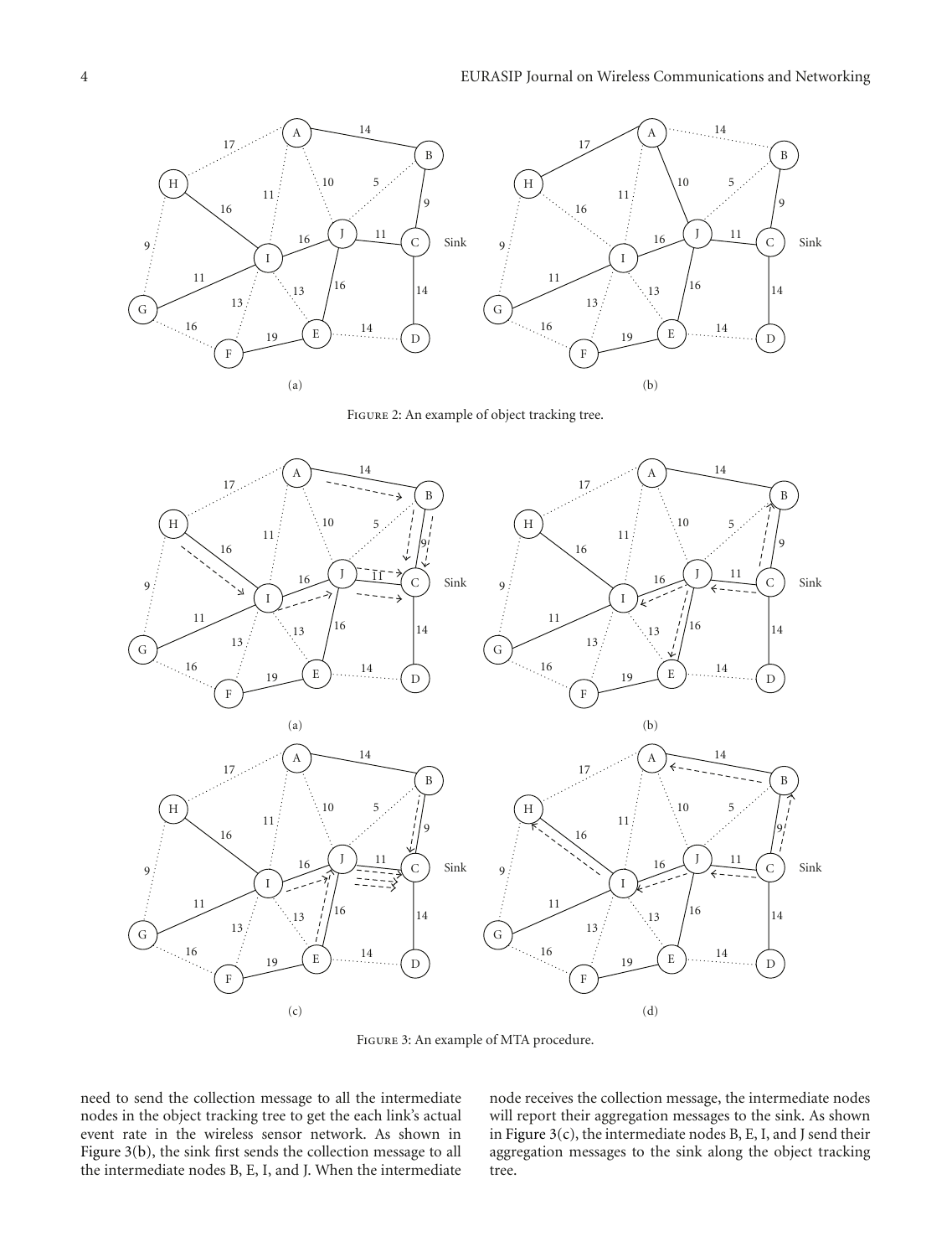Figure 2: An example of object tracking tree.

Figure 3: An example of MTA procedure.

need to send the collection message to all the intermediate nodes in the object tracking tree to get the each link's actual event rate in the wireless sensor network. As shown in Figure 3(b), the sink first sends the collection message to all the intermediate nodes B, E, I, and J. When the intermediate node receives the collection message, the intermediate nodes will report their aggregation messages to the sink. As shown in Figure 3(c), the intermediate nodes B, E, I, and J send their aggregation messages to the sink along the object tracking tree.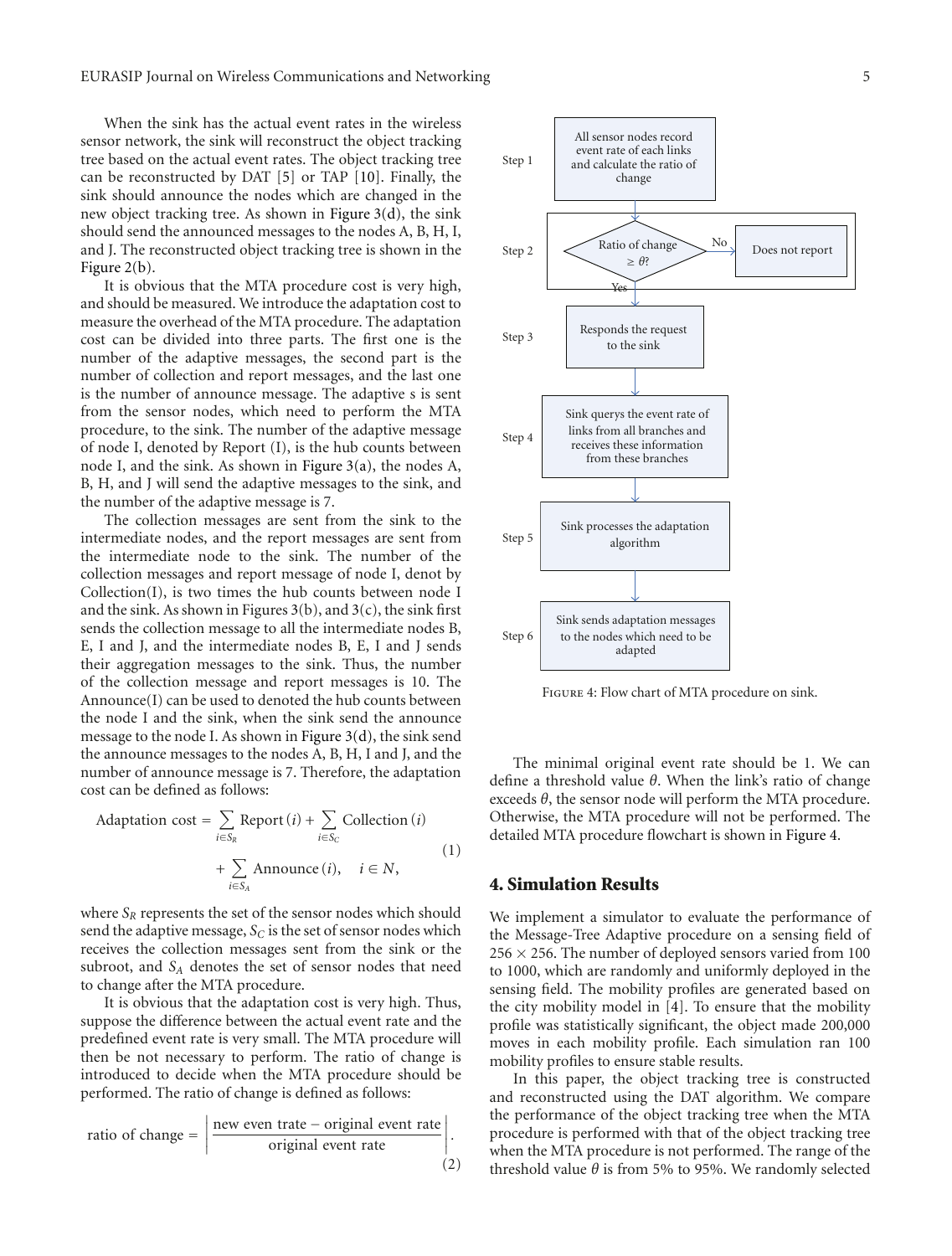When the sink has the actual event rates in the wireless sensor network, the sink will reconstruct the object tracking tree based on the actual event rates. The object tracking tree can be reconstructed by DAT [5] or TAP [10]. Finally, the sink should announce the nodes which are changed in the new object tracking tree. As shown in Figure 3(d), the sink should send the announced messages to the nodes A, B, H, I, and J. The reconstructed object tracking tree is shown in the Figure 2(b).

It is obvious that the MTA procedure cost is very high, and should be measured. We introduce the adaptation cost to measure the overhead of the MTA procedure. The adaptation cost can be divided into three parts. The first one is the number of the adaptive messages, the second part is the number of collection and report messages, and the last one is the number of announce message. The adaptive s is sent from the sensor nodes, which need to perform the MTA procedure, to the sink. The number of the adaptive message of node I, denoted by Report (I), is the hub counts between node I, and the sink. As shown in Figure 3(a), the nodes A, B, H, and J will send the adaptive messages to the sink, and the number of the adaptive message is 7.

The collection messages are sent from the sink to the intermediate nodes, and the report messages are sent from the intermediate node to the sink. The number of the collection messages and report message of node I, denot by Collection(I), is two times the hub counts between node I and the sink. As shown in Figures 3(b), and 3(c), the sink first sends the collection message to all the intermediate nodes B, E, I and J, and the intermediate nodes B, E, I and J sends their aggregation messages to the sink. Thus, the number of the collection message and report messages is 10. The Announce(I) can be used to denoted the hub counts between the node I and the sink, when the sink send the announce message to the node I. As shown in Figure 3(d), the sink send the announce messages to the nodes A, B, H, I and J, and the number of announce message is 7. Therefore, the adaptation cost can be defined as follows:

$$\text{Adaptation cost} = \sum_{i \in S_R} \text{Report}(i) + \sum_{i \in S_C} \text{Collection}(i) + \sum_{i \in S_A} \text{Announce}(i), \quad i \in N, \tag{1}$$

where $S_R$ represents the set of the sensor nodes which should send the adaptive message, $S_C$ is the set of sensor nodes which receives the collection messages sent from the sink or the subroot, and $S_A$ denotes the set of sensor nodes that need to change after the MTA procedure.

It is obvious that the adaptation cost is very high. Thus, suppose the difference between the actual event rate and the predefined event rate is very small. The MTA procedure will then be not necessary to perform. The ratio of change is introduced to decide when the MTA procedure should be performed. The ratio of change is defined as follows:

$$\text{ratio of change} = \left| \frac{\text{new even trate} - \text{original event rate}}{\text{original event rate}} \right|. \tag{2}$$

Step 1: All sensor nodes record event rate of each links and calculate the ratio of change

Step 2: Ratio of change $\geq \theta$? — No: Does not report; Yes: continue

Step 3: Responds the request to the sink

Step 4: Sink querys the event rate of links from all branches and receives these information from these branches

Step 5: Sink processes the adaptation algorithm

Step 6: Sink sends adaptation messages to the nodes which need to be adapted

Figure 4: Flow chart of MTA procedure on sink.

The minimal original event rate should be 1. We can define a threshold value $\theta$. When the link's ratio of change exceeds $\theta$, the sensor node will perform the MTA procedure. Otherwise, the MTA procedure will not be performed. The detailed MTA procedure flowchart is shown in Figure 4.

## 4. Simulation Results

We implement a simulator to evaluate the performance of the Message-Tree Adaptive procedure on a sensing field of $256 \times 256$. The number of deployed sensors varied from 100 to 1000, which are randomly and uniformly deployed in the sensing field. The mobility profiles are generated based on the city mobility model in [4]. To ensure that the mobility profile was statistically significant, the object made 200,000 moves in each mobility profile. Each simulation ran 100 mobility profiles to ensure stable results.

In this paper, the object tracking tree is constructed and reconstructed using the DAT algorithm. We compare the performance of the object tracking tree when the MTA procedure is performed with that of the object tracking tree when the MTA procedure is not performed. The range of the threshold value $\theta$ is from 5% to 95%. We randomly selected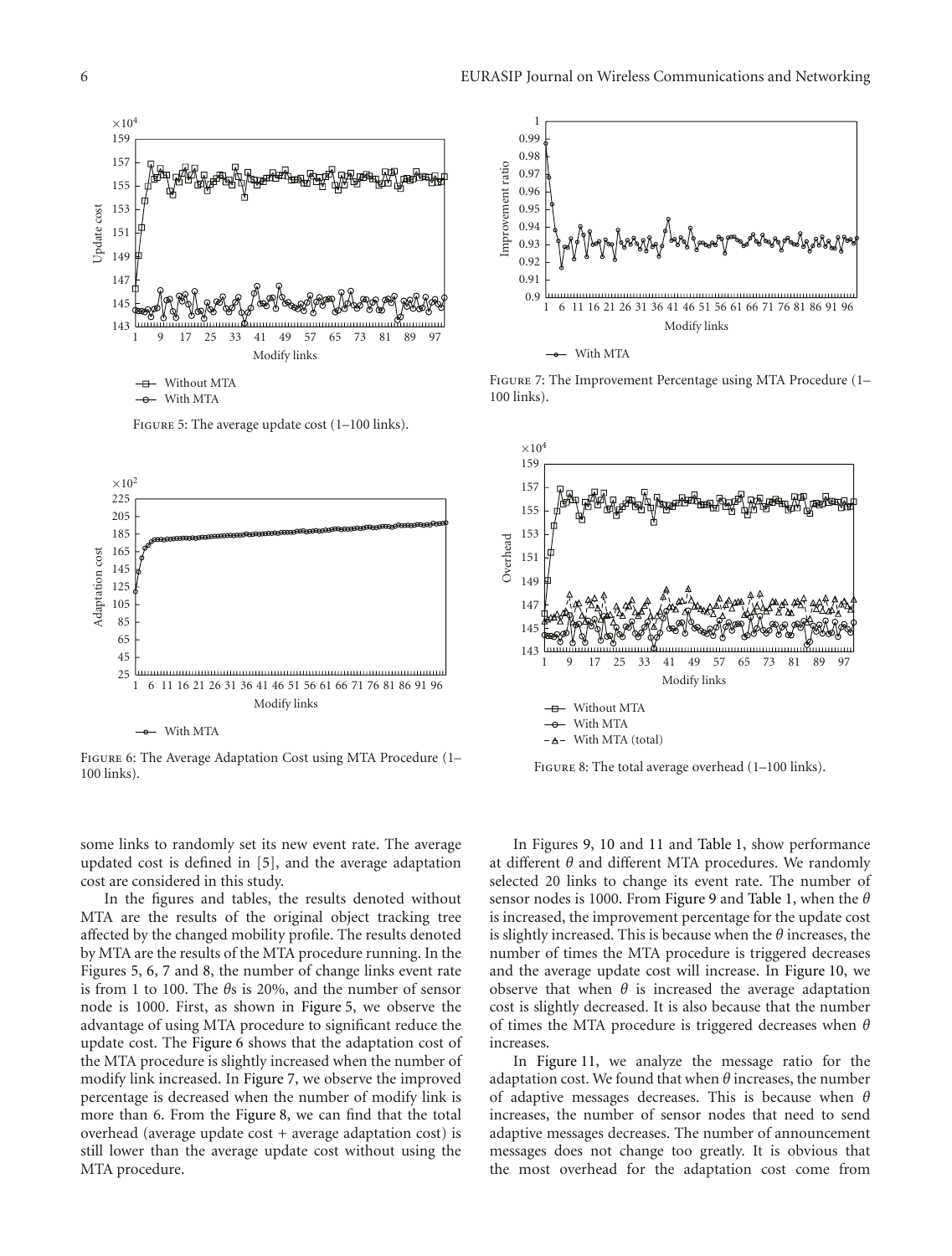Figure 5: The average update cost (1–100 links).

Figure 6: The Average Adaptation Cost using MTA Procedure (1–100 links).

Figure 7: The Improvement Percentage using MTA Procedure (1–100 links).

Figure 8: The total average overhead (1–100 links).

some links to randomly set its new event rate. The average updated cost is defined in [5], and the average adaptation cost are considered in this study.

In the figures and tables, the results denoted without MTA are the results of the original object tracking tree affected by the changed mobility profile. The results denoted by MTA are the results of the MTA procedure running. In the Figures 5, 6, 7 and 8, the number of change links event rate is from 1 to 100. The $\theta$s is 20%, and the number of sensor node is 1000. First, as shown in Figure 5, we observe the advantage of using MTA procedure to significant reduce the update cost. The Figure 6 shows that the adaptation cost of the MTA procedure is slightly increased when the number of modify link increased. In Figure 7, we observe the improved percentage is decreased when the number of modify link is more than 6. From the Figure 8, we can find that the total overhead (average update cost + average adaptation cost) is still lower than the average update cost without using the MTA procedure.

In Figures 9, 10 and 11 and Table 1, show performance at different $\theta$ and different MTA procedures. We randomly selected 20 links to change its event rate. The number of sensor nodes is 1000. From Figure 9 and Table 1, when the $\theta$ is increased, the improvement percentage for the update cost is slightly increased. This is because when the $\theta$ increases, the number of times the MTA procedure is triggered decreases and the average update cost will increase. In Figure 10, we observe that when $\theta$ is increased the average adaptation cost is slightly decreased. It is also because that the number of times the MTA procedure is triggered decreases when $\theta$ increases.

In Figure 11, we analyze the message ratio for the adaptation cost. We found that when $\theta$ increases, the number of adaptive messages decreases. This is because when $\theta$ increases, the number of sensor nodes that need to send adaptive messages decreases. The number of announcement messages does not change too greatly. It is obvious that the most overhead for the adaptation cost come from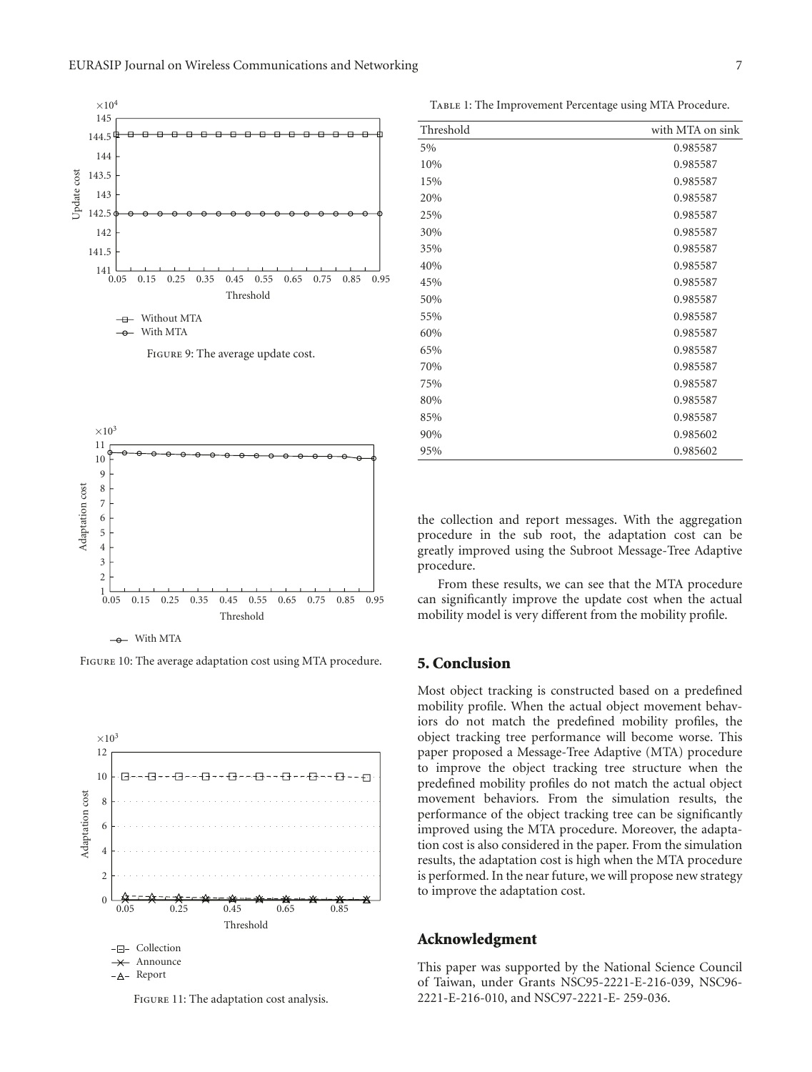Figure 9: The average update cost.

Figure 10: The average adaptation cost using MTA procedure.

Figure 11: The adaptation cost analysis.

Table 1: The Improvement Percentage using MTA Procedure.

| Threshold | with MTA on sink |
|---|---|
| 5% | 0.985587 |
| 10% | 0.985587 |
| 15% | 0.985587 |
| 20% | 0.985587 |
| 25% | 0.985587 |
| 30% | 0.985587 |
| 35% | 0.985587 |
| 40% | 0.985587 |
| 45% | 0.985587 |
| 50% | 0.985587 |
| 55% | 0.985587 |
| 60% | 0.985587 |
| 65% | 0.985587 |
| 70% | 0.985587 |
| 75% | 0.985587 |
| 80% | 0.985587 |
| 85% | 0.985587 |
| 90% | 0.985602 |
| 95% | 0.985602 |

the collection and report messages. With the aggregation procedure in the sub root, the adaptation cost can be greatly improved using the Subroot Message-Tree Adaptive procedure.

From these results, we can see that the MTA procedure can significantly improve the update cost when the actual mobility model is very different from the mobility profile.

## 5. Conclusion

Most object tracking is constructed based on a predefined mobility profile. When the actual object movement behaviors do not match the predefined mobility profiles, the object tracking tree performance will become worse. This paper proposed a Message-Tree Adaptive (MTA) procedure to improve the object tracking tree structure when the predefined mobility profiles do not match the actual object movement behaviors. From the simulation results, the performance of the object tracking tree can be significantly improved using the MTA procedure. Moreover, the adaptation cost is also considered in the paper. From the simulation results, the adaptation cost is high when the MTA procedure is performed. In the near future, we will propose new strategy to improve the adaptation cost.

## Acknowledgment

This paper was supported by the National Science Council of Taiwan, under Grants NSC95-2221-E-216-039, NSC96-2221-E-216-010, and NSC97-2221-E- 259-036.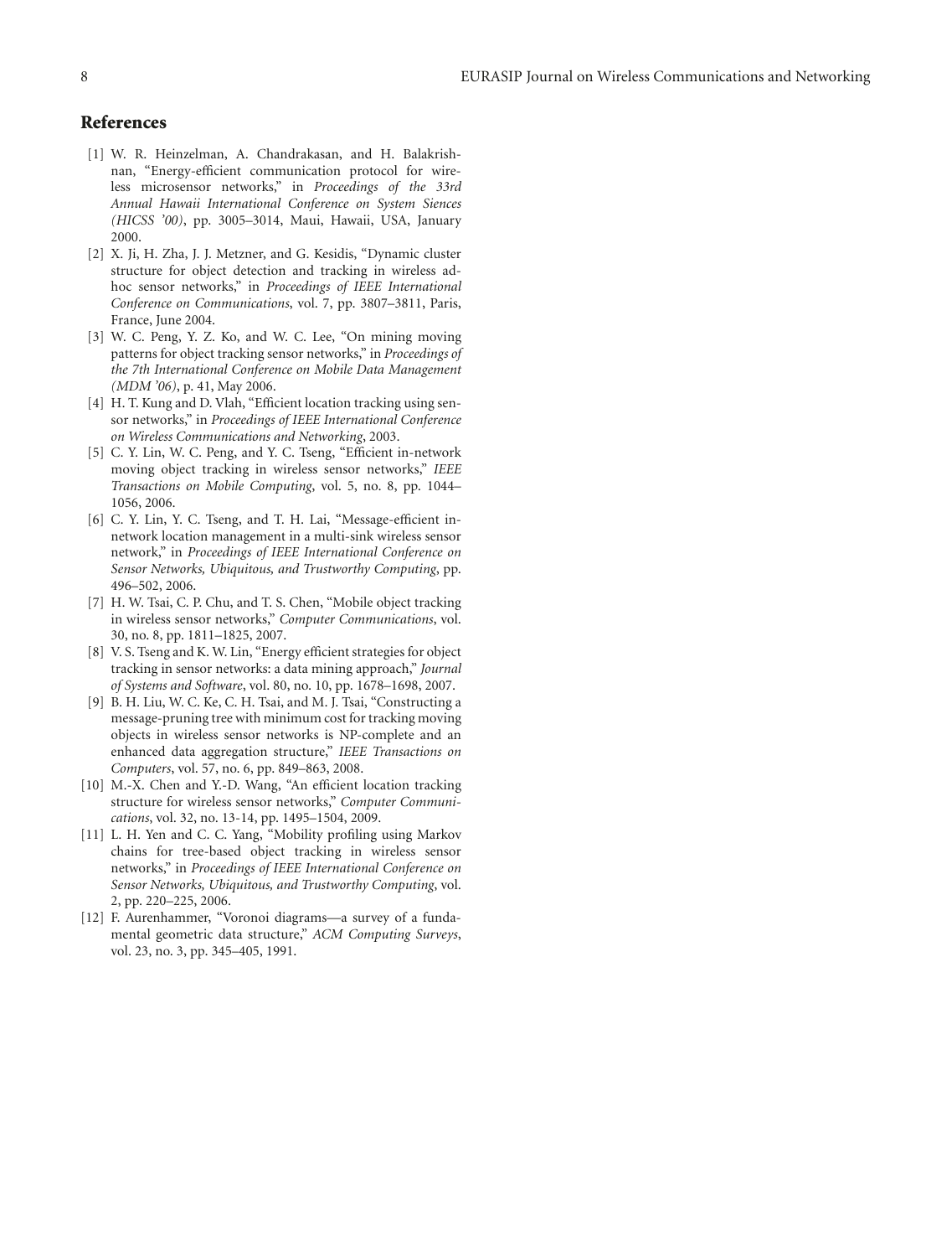## References

[1] W. R. Heinzelman, A. Chandrakasan, and H. Balakrishnan, "Energy-efficient communication protocol for wireless microsensor networks," in *Proceedings of the 33rd Annual Hawaii International Conference on System Siences (HICSS '00)*, pp. 3005–3014, Maui, Hawaii, USA, January 2000.

[2] X. Ji, H. Zha, J. J. Metzner, and G. Kesidis, "Dynamic cluster structure for object detection and tracking in wireless ad-hoc sensor networks," in *Proceedings of IEEE International Conference on Communications*, vol. 7, pp. 3807–3811, Paris, France, June 2004.

[3] W. C. Peng, Y. Z. Ko, and W. C. Lee, "On mining moving patterns for object tracking sensor networks," in *Proceedings of the 7th International Conference on Mobile Data Management (MDM '06)*, p. 41, May 2006.

[4] H. T. Kung and D. Vlah, "Efficient location tracking using sensor networks," in *Proceedings of IEEE International Conference on Wireless Communications and Networking*, 2003.

[5] C. Y. Lin, W. C. Peng, and Y. C. Tseng, "Efficient in-network moving object tracking in wireless sensor networks," *IEEE Transactions on Mobile Computing*, vol. 5, no. 8, pp. 1044–1056, 2006.

[6] C. Y. Lin, Y. C. Tseng, and T. H. Lai, "Message-efficient in-network location management in a multi-sink wireless sensor network," in *Proceedings of IEEE International Conference on Sensor Networks, Ubiquitous, and Trustworthy Computing*, pp. 496–502, 2006.

[7] H. W. Tsai, C. P. Chu, and T. S. Chen, "Mobile object tracking in wireless sensor networks," *Computer Communications*, vol. 30, no. 8, pp. 1811–1825, 2007.

[8] V. S. Tseng and K. W. Lin, "Energy efficient strategies for object tracking in sensor networks: a data mining approach," *Journal of Systems and Software*, vol. 80, no. 10, pp. 1678–1698, 2007.

[9] B. H. Liu, W. C. Ke, C. H. Tsai, and M. J. Tsai, "Constructing a message-pruning tree with minimum cost for tracking moving objects in wireless sensor networks is NP-complete and an enhanced data aggregation structure," *IEEE Transactions on Computers*, vol. 57, no. 6, pp. 849–863, 2008.

[10] M.-X. Chen and Y.-D. Wang, "An efficient location tracking structure for wireless sensor networks," *Computer Communications*, vol. 32, no. 13-14, pp. 1495–1504, 2009.

[11] L. H. Yen and C. C. Yang, "Mobility profiling using Markov chains for tree-based object tracking in wireless sensor networks," in *Proceedings of IEEE International Conference on Sensor Networks, Ubiquitous, and Trustworthy Computing*, vol. 2, pp. 220–225, 2006.

[12] F. Aurenhammer, "Voronoi diagrams—a survey of a fundamental geometric data structure," *ACM Computing Surveys*, vol. 23, no. 3, pp. 345–405, 1991.